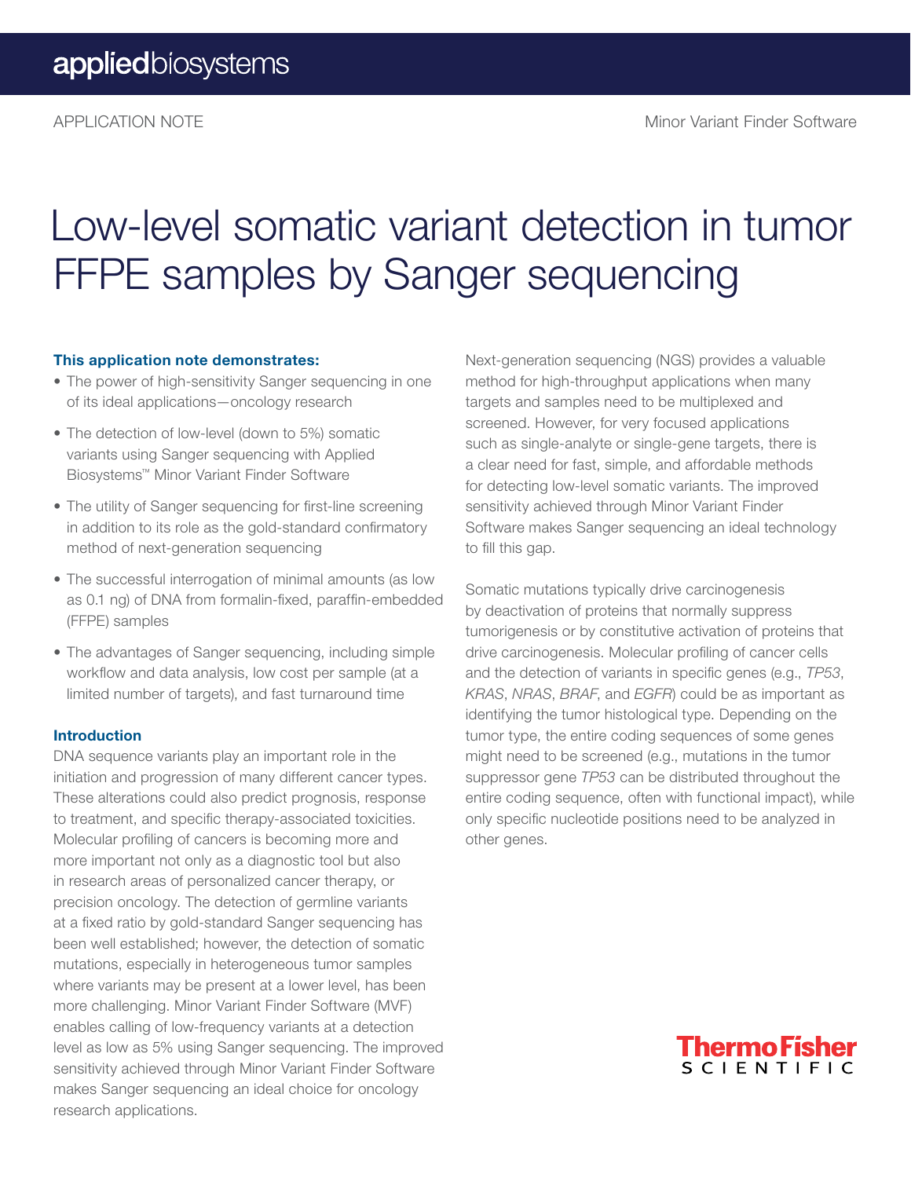APPLICATION NOTE — Minor Variant Finder Software

# Low-level somatic variant detection in tumor FFPE samples by Sanger sequencing

### This application note demonstrates:

- The power of high-sensitivity Sanger sequencing in one of its ideal applications—oncology research
- The detection of low-level (down to 5%) somatic variants using Sanger sequencing with Applied Biosystems™ Minor Variant Finder Software
- The utility of Sanger sequencing for first-line screening in addition to its role as the gold-standard confirmatory method of next-generation sequencing
- The successful interrogation of minimal amounts (as low as 0.1 ng) of DNA from formalin-fixed, paraffin-embedded (FFPE) samples
- The advantages of Sanger sequencing, including simple workflow and data analysis, low cost per sample (at a limited number of targets), and fast turnaround time

### Introduction

DNA sequence variants play an important role in the initiation and progression of many different cancer types. These alterations could also predict prognosis, response to treatment, and specific therapy-associated toxicities. Molecular profiling of cancers is becoming more and more important not only as a diagnostic tool but also in research areas of personalized cancer therapy, or precision oncology. The detection of germline variants at a fixed ratio by gold-standard Sanger sequencing has been well established; however, the detection of somatic mutations, especially in heterogeneous tumor samples where variants may be present at a lower level, has been more challenging. Minor Variant Finder Software (MVF) enables calling of low-frequency variants at a detection level as low as 5% using Sanger sequencing. The improved sensitivity achieved through Minor Variant Finder Software makes Sanger sequencing an ideal choice for oncology research applications.

Next-generation sequencing (NGS) provides a valuable method for high-throughput applications when many targets and samples need to be multiplexed and screened. However, for very focused applications such as single-analyte or single-gene targets, there is a clear need for fast, simple, and affordable methods for detecting low-level somatic variants. The improved sensitivity achieved through Minor Variant Finder Software makes Sanger sequencing an ideal technology to fill this gap.

Somatic mutations typically drive carcinogenesis by deactivation of proteins that normally suppress tumorigenesis or by constitutive activation of proteins that drive carcinogenesis. Molecular profiling of cancer cells and the detection of variants in specific genes (e.g., *TP53*, *KRAS*, *NRAS*, *BRAF*, and *EGFR*) could be as important as identifying the tumor histological type. Depending on the tumor type, the entire coding sequences of some genes might need to be screened (e.g., mutations in the tumor suppressor gene *TP53* can be distributed throughout the entire coding sequence, often with functional impact), while only specific nucleotide positions need to be analyzed in other genes.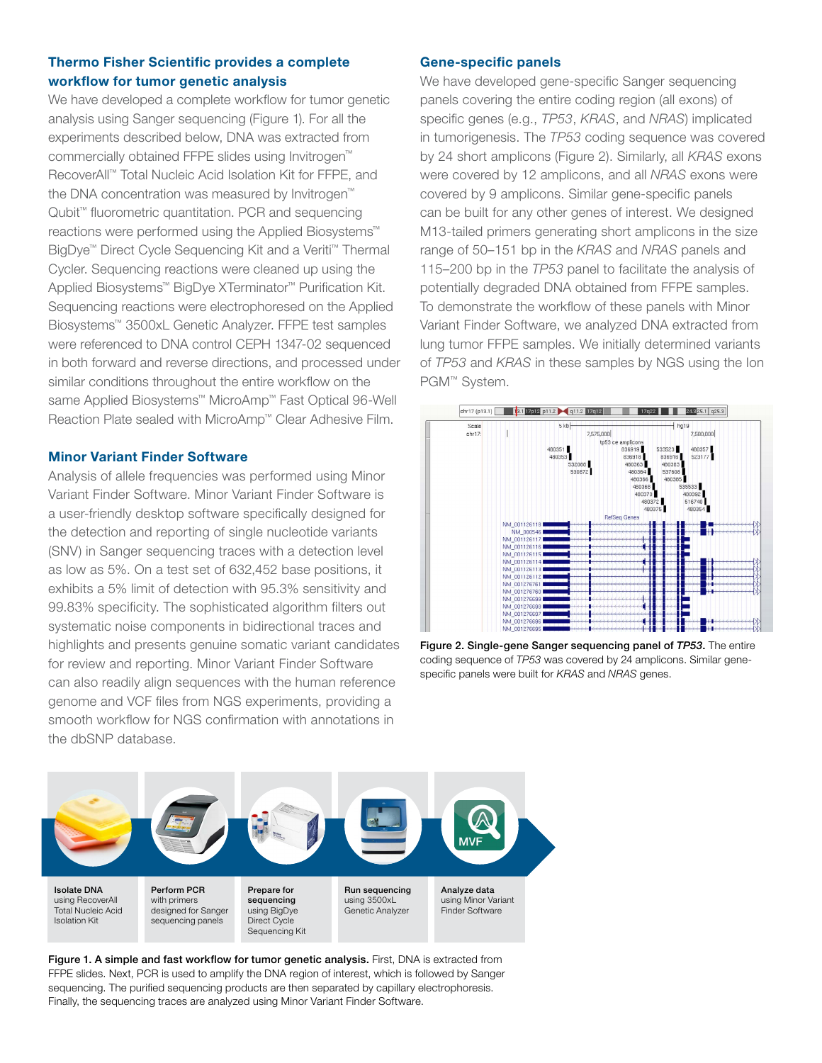## Thermo Fisher Scientific provides a complete workflow for tumor genetic analysis

We have developed a complete workflow for tumor genetic analysis using Sanger sequencing (Figure 1). For all the experiments described below, DNA was extracted from commercially obtained FFPE slides using Invitrogen™ RecoverAll™ Total Nucleic Acid Isolation Kit for FFPE, and the DNA concentration was measured by Invitrogen™ Qubit™ fluorometric quantitation. PCR and sequencing reactions were performed using the Applied Biosystems™ BigDye™ Direct Cycle Sequencing Kit and a Veriti™ Thermal Cycler. Sequencing reactions were cleaned up using the Applied Biosystems™ BigDye XTerminator™ Purification Kit. Sequencing reactions were electrophoresed on the Applied Biosystems™ 3500xL Genetic Analyzer. FFPE test samples were referenced to DNA control CEPH 1347-02 sequenced in both forward and reverse directions, and processed under similar conditions throughout the entire workflow on the same Applied Biosystems™ MicroAmp™ Fast Optical 96-Well Reaction Plate sealed with MicroAmp™ Clear Adhesive Film.

## Minor Variant Finder Software

Analysis of allele frequencies was performed using Minor Variant Finder Software. Minor Variant Finder Software is a user-friendly desktop software specifically designed for the detection and reporting of single nucleotide variants (SNV) in Sanger sequencing traces with a detection level as low as 5%. On a test set of 632,452 base positions, it exhibits a 5% limit of detection with 95.3% sensitivity and 99.83% specificity. The sophisticated algorithm filters out systematic noise components in bidirectional traces and highlights and presents genuine somatic variant candidates for review and reporting. Minor Variant Finder Software can also readily align sequences with the human reference genome and VCF files from NGS experiments, providing a smooth workflow for NGS confirmation with annotations in the dbSNP database.

## Gene-specific panels

We have developed gene-specific Sanger sequencing panels covering the entire coding region (all exons) of specific genes (e.g., *TP53*, *KRAS*, and *NRAS*) implicated in tumorigenesis. The *TP53* coding sequence was covered by 24 short amplicons (Figure 2). Similarly, all *KRAS* exons were covered by 12 amplicons, and all *NRAS* exons were covered by 9 amplicons. Similar gene-specific panels can be built for any other genes of interest. We designed M13-tailed primers generating short amplicons in the size range of 50–151 bp in the *KRAS* and *NRAS* panels and 115–200 bp in the *TP53* panel to facilitate the analysis of potentially degraded DNA obtained from FFPE samples. To demonstrate the workflow of these panels with Minor Variant Finder Software, we analyzed DNA extracted from lung tumor FFPE samples. We initially determined variants of *TP53* and *KRAS* in these samples by NGS using the Ion PGM™ System.

**Figure 2. Single-gene Sanger sequencing panel of *TP53*.** The entire coding sequence of *TP53* was covered by 24 amplicons. Similar gene-specific panels were built for *KRAS* and *NRAS* genes.

**Isolate DNA** using RecoverAll Total Nucleic Acid Isolation Kit

**Perform PCR** with primers designed for Sanger sequencing panels

**Prepare for sequencing** using BigDye Direct Cycle Sequencing Kit

**Run sequencing** using 3500xL Genetic Analyzer

**Analyze data** using Minor Variant Finder Software

**Figure 1. A simple and fast workflow for tumor genetic analysis.** First, DNA is extracted from FFPE slides. Next, PCR is used to amplify the DNA region of interest, which is followed by Sanger sequencing. The purified sequencing products are then separated by capillary electrophoresis. Finally, the sequencing traces are analyzed using Minor Variant Finder Software.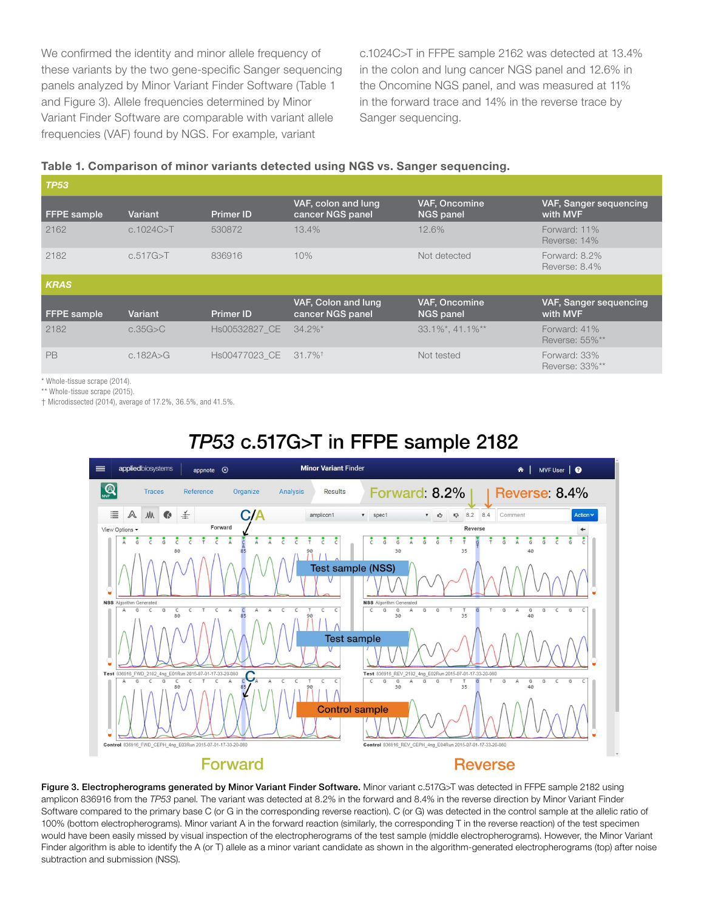We confirmed the identity and minor allele frequency of these variants by the two gene-specific Sanger sequencing panels analyzed by Minor Variant Finder Software (Table 1 and Figure 3). Allele frequencies determined by Minor Variant Finder Software are comparable with variant allele frequencies (VAF) found by NGS. For example, variant c.1024C>T in FFPE sample 2162 was detected at 13.4% in the colon and lung cancer NGS panel and 12.6% in the Oncomine NGS panel, and was measured at 11% in the forward trace and 14% in the reverse trace by Sanger sequencing.

**Table 1. Comparison of minor variants detected using NGS vs. Sanger sequencing.**

| ***TP53*** | | | | | |
|---|---|---|---|---|---|
| **FFPE sample** | **Variant** | **Primer ID** | **VAF, colon and lung cancer NGS panel** | **VAF, Oncomine NGS panel** | **VAF, Sanger sequencing with MVF** |
| 2162 | c.1024C>T | 530872 | 13.4% | 12.6% | Forward: 11%<br>Reverse: 14% |
| 2182 | c.517G>T | 836916 | 10% | Not detected | Forward: 8.2%<br>Reverse: 8.4% |
| ***KRAS*** | | | | | |
| **FFPE sample** | **Variant** | **Primer ID** | **VAF, Colon and lung cancer NGS panel** | **VAF, Oncomine NGS panel** | **VAF, Sanger sequencing with MVF** |
| 2182 | c.35G>C | Hs00532827_CE | 34.2%* | 33.1%*, 41.1%** | Forward: 41%<br>Reverse: 55%** |
| PB | c.182A>G | Hs00477023_CE | 31.7%† | Not tested | Forward: 33%<br>Reverse: 33%** |

\* Whole-tissue scrape (2014).
** Whole-tissue scrape (2015).
† Microdissected (2014), average of 17.2%, 36.5%, and 41.5%.

## *TP53* c.517G>T in FFPE sample 2182

**Figure 3. Electropherograms generated by Minor Variant Finder Software.** Minor variant c.517G>T was detected in FFPE sample 2182 using amplicon 836916 from the *TP53* panel. The variant was detected at 8.2% in the forward and 8.4% in the reverse direction by Minor Variant Finder Software compared to the primary base C (or G in the corresponding reverse reaction). C (or G) was detected in the control sample at the allelic ratio of 100% (bottom electropherograms). Minor variant A in the forward reaction (similarly, the corresponding T in the reverse reaction) of the test specimen would have been easily missed by visual inspection of the electropherograms of the test sample (middle electropherograms). However, the Minor Variant Finder algorithm is able to identify the A (or T) allele as a minor variant candidate as shown in the algorithm-generated electropherograms (top) after noise subtraction and submission (NSS).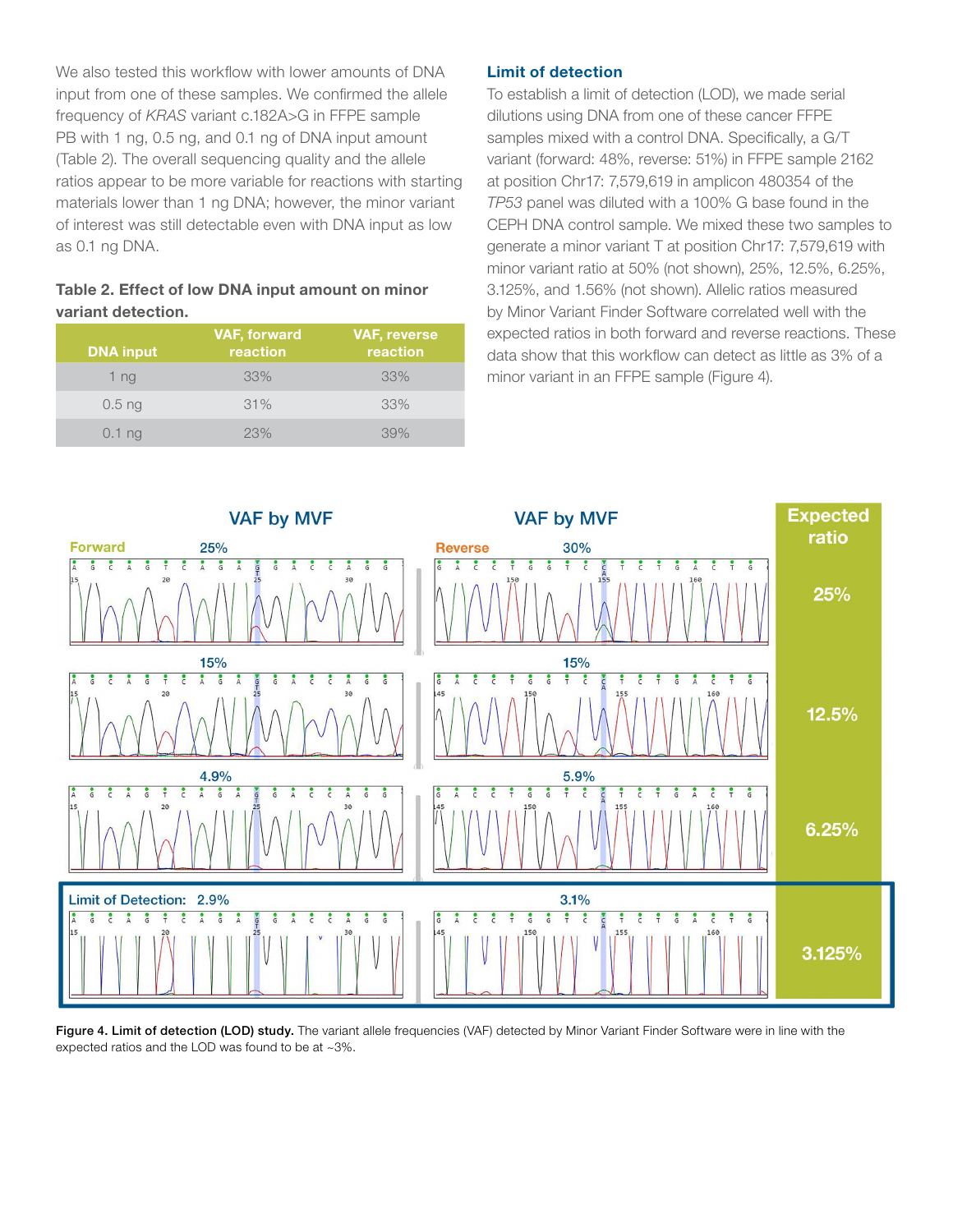We also tested this workflow with lower amounts of DNA input from one of these samples. We confirmed the allele frequency of *KRAS* variant c.182A>G in FFPE sample PB with 1 ng, 0.5 ng, and 0.1 ng of DNA input amount (Table 2). The overall sequencing quality and the allele ratios appear to be more variable for reactions with starting materials lower than 1 ng DNA; however, the minor variant of interest was still detectable even with DNA input as low as 0.1 ng DNA.

**Table 2. Effect of low DNA input amount on minor variant detection.**

| DNA input | VAF, forward reaction | VAF, reverse reaction |
|---|---|---|
| 1 ng | 33% | 33% |
| 0.5 ng | 31% | 33% |
| 0.1 ng | 23% | 39% |

### Limit of detection

To establish a limit of detection (LOD), we made serial dilutions using DNA from one of these cancer FFPE samples mixed with a control DNA. Specifically, a G/T variant (forward: 48%, reverse: 51%) in FFPE sample 2162 at position Chr17: 7,579,619 in amplicon 480354 of the *TP53* panel was diluted with a 100% G base found in the CEPH DNA control sample. We mixed these two samples to generate a minor variant T at position Chr17: 7,579,619 with minor variant ratio at 50% (not shown), 25%, 12.5%, 6.25%, 3.125%, and 1.56% (not shown). Allelic ratios measured by Minor Variant Finder Software correlated well with the expected ratios in both forward and reverse reactions. These data show that this workflow can detect as little as 3% of a minor variant in an FFPE sample (Figure 4).

**Figure 4. Limit of detection (LOD) study.** The variant allele frequencies (VAF) detected by Minor Variant Finder Software were in line with the expected ratios and the LOD was found to be at ~3%.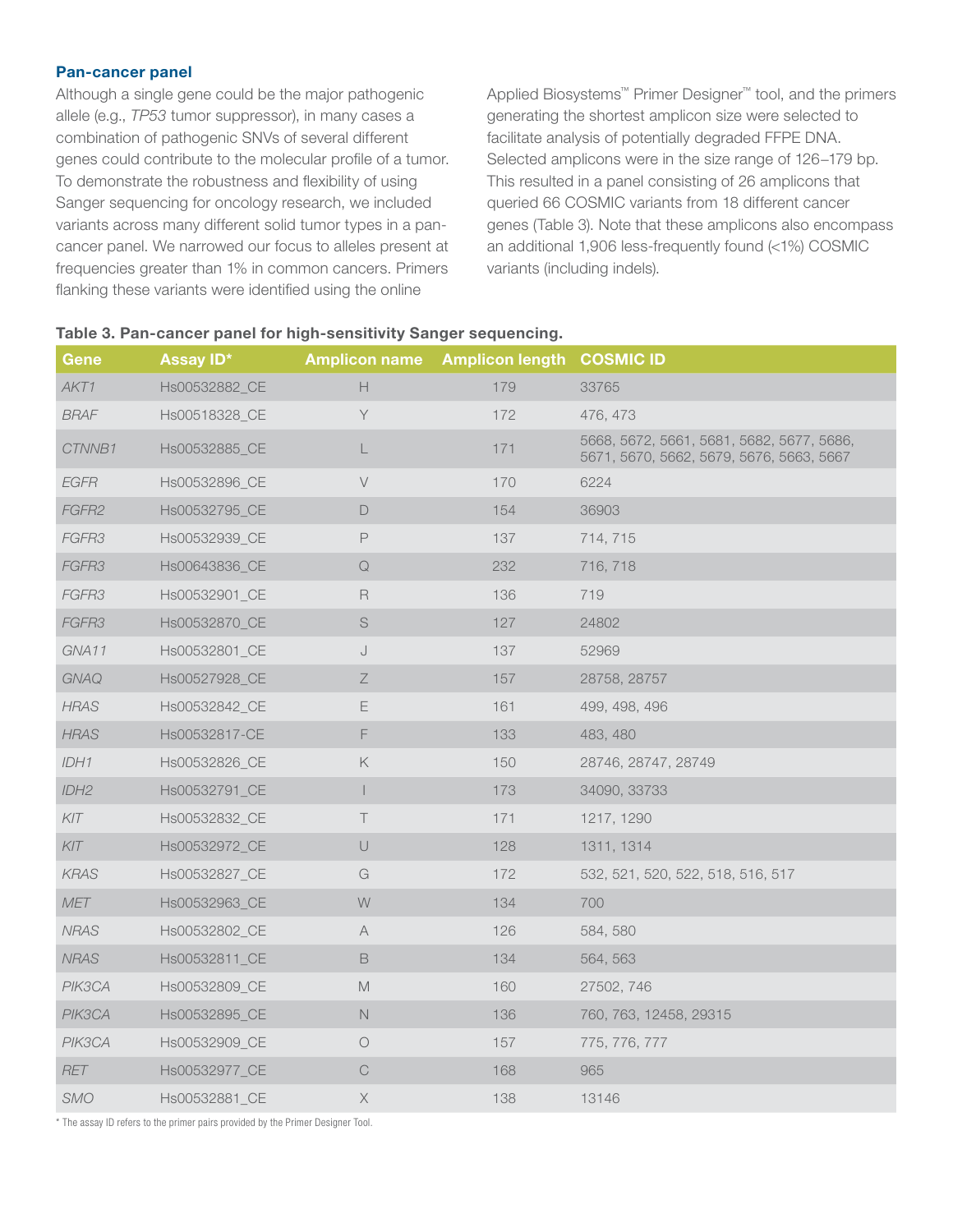### Pan-cancer panel

Although a single gene could be the major pathogenic allele (e.g., *TP53* tumor suppressor), in many cases a combination of pathogenic SNVs of several different genes could contribute to the molecular profile of a tumor. To demonstrate the robustness and flexibility of using Sanger sequencing for oncology research, we included variants across many different solid tumor types in a pan-cancer panel. We narrowed our focus to alleles present at frequencies greater than 1% in common cancers. Primers flanking these variants were identified using the online Applied Biosystems™ Primer Designer™ tool, and the primers generating the shortest amplicon size were selected to facilitate analysis of potentially degraded FFPE DNA. Selected amplicons were in the size range of 126–179 bp. This resulted in a panel consisting of 26 amplicons that queried 66 COSMIC variants from 18 different cancer genes (Table 3). Note that these amplicons also encompass an additional 1,906 less-frequently found (<1%) COSMIC variants (including indels).

**Table 3. Pan-cancer panel for high-sensitivity Sanger sequencing.**

| Gene | Assay ID* | Amplicon name | Amplicon length | COSMIC ID |
|---|---|---|---|---|
| *AKT1* | Hs00532882_CE | H | 179 | 33765 |
| *BRAF* | Hs00518328_CE | Y | 172 | 476, 473 |
| *CTNNB1* | Hs00532885_CE | L | 171 | 5668, 5672, 5661, 5681, 5682, 5677, 5686, 5671, 5670, 5662, 5679, 5676, 5663, 5667 |
| *EGFR* | Hs00532896_CE | V | 170 | 6224 |
| *FGFR2* | Hs00532795_CE | D | 154 | 36903 |
| *FGFR3* | Hs00532939_CE | P | 137 | 714, 715 |
| *FGFR3* | Hs00643836_CE | Q | 232 | 716, 718 |
| *FGFR3* | Hs00532901_CE | R | 136 | 719 |
| *FGFR3* | Hs00532870_CE | S | 127 | 24802 |
| *GNA11* | Hs00532801_CE | J | 137 | 52969 |
| *GNAQ* | Hs00527928_CE | Z | 157 | 28758, 28757 |
| *HRAS* | Hs00532842_CE | E | 161 | 499, 498, 496 |
| *HRAS* | Hs00532817-CE | F | 133 | 483, 480 |
| *IDH1* | Hs00532826_CE | K | 150 | 28746, 28747, 28749 |
| *IDH2* | Hs00532791_CE | I | 173 | 34090, 33733 |
| *KIT* | Hs00532832_CE | T | 171 | 1217, 1290 |
| *KIT* | Hs00532972_CE | U | 128 | 1311, 1314 |
| *KRAS* | Hs00532827_CE | G | 172 | 532, 521, 520, 522, 518, 516, 517 |
| *MET* | Hs00532963_CE | W | 134 | 700 |
| *NRAS* | Hs00532802_CE | A | 126 | 584, 580 |
| *NRAS* | Hs00532811_CE | B | 134 | 564, 563 |
| *PIK3CA* | Hs00532809_CE | M | 160 | 27502, 746 |
| *PIK3CA* | Hs00532895_CE | N | 136 | 760, 763, 12458, 29315 |
| *PIK3CA* | Hs00532909_CE | O | 157 | 775, 776, 777 |
| *RET* | Hs00532977_CE | C | 168 | 965 |
| *SMO* | Hs00532881_CE | X | 138 | 13146 |

* The assay ID refers to the primer pairs provided by the Primer Designer Tool.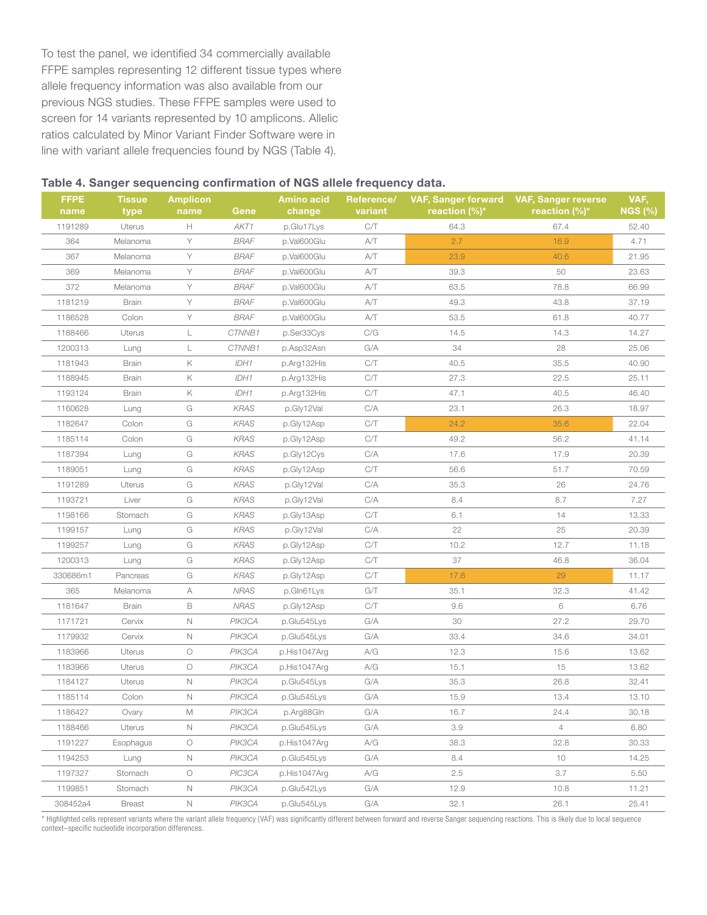To test the panel, we identified 34 commercially available FFPE samples representing 12 different tissue types where allele frequency information was also available from our previous NGS studies. These FFPE samples were used to screen for 14 variants represented by 10 amplicons. Allelic ratios calculated by Minor Variant Finder Software were in line with variant allele frequencies found by NGS (Table 4).

**Table 4. Sanger sequencing confirmation of NGS allele frequency data.**

| FFPE name | Tissue type | Amplicon name | Gene | Amino acid change | Reference/ variant | VAF, Sanger forward reaction (%)* | VAF, Sanger reverse reaction (%)* | VAF, NGS (%) |
|---|---|---|---|---|---|---|---|---|
| 1191289 | Uterus | H | *AKT1* | p.Glu17Lys | C/T | 64.3 | 67.4 | 52.40 |
| 364 | Melanoma | Y | *BRAF* | p.Val600Glu | A/T | 2.7 | 16.9 | 4.71 |
| 367 | Melanoma | Y | *BRAF* | p.Val600Glu | A/T | 23.9 | 40.6 | 21.95 |
| 369 | Melanoma | Y | *BRAF* | p.Val600Glu | A/T | 39.3 | 50 | 23.63 |
| 372 | Melanoma | Y | *BRAF* | p.Val600Glu | A/T | 63.5 | 78.8 | 66.99 |
| 1181219 | Brain | Y | *BRAF* | p.Val600Glu | A/T | 49.3 | 43.8 | 37.19 |
| 1186528 | Colon | Y | *BRAF* | p.Val600Glu | A/T | 53.5 | 61.8 | 40.77 |
| 1188466 | Uterus | L | *CTNNB1* | p.Ser33Cys | C/G | 14.5 | 14.3 | 14.27 |
| 1200313 | Lung | L | *CTNNB1* | p.Asp32Asn | G/A | 34 | 28 | 25.06 |
| 1181943 | Brain | K | *IDH1* | p.Arg132His | C/T | 40.5 | 35.5 | 40.90 |
| 1188945 | Brain | K | *IDH1* | p.Arg132His | C/T | 27.3 | 22.5 | 25.11 |
| 1193124 | Brain | K | *IDH1* | p.Arg132His | C/T | 47.1 | 40.5 | 46.40 |
| 1160628 | Lung | G | *KRAS* | p.Gly12Val | C/A | 23.1 | 26.3 | 18.97 |
| 1182647 | Colon | G | *KRAS* | p.Gly12Asp | C/T | 24.2 | 35.6 | 22.04 |
| 1185114 | Colon | G | *KRAS* | p.Gly12Asp | C/T | 49.2 | 56.2 | 41.14 |
| 1187394 | Lung | G | *KRAS* | p.Gly12Cys | C/A | 17.6 | 17.9 | 20.39 |
| 1189051 | Lung | G | *KRAS* | p.Gly12Asp | C/T | 56.6 | 51.7 | 70.59 |
| 1191289 | Uterus | G | *KRAS* | p.Gly12Val | C/A | 35.3 | 26 | 24.76 |
| 1193721 | Liver | G | *KRAS* | p.Gly12Val | C/A | 8.4 | 8.7 | 7.27 |
| 1198166 | Stomach | G | *KRAS* | p.Gly13Asp | C/T | 6.1 | 14 | 13.33 |
| 1199157 | Lung | G | *KRAS* | p.Gly12Val | C/A | 22 | 25 | 20.39 |
| 1199257 | Lung | G | *KRAS* | p.Gly12Asp | C/T | 10.2 | 12.7 | 11.18 |
| 1200313 | Lung | G | *KRAS* | p.Gly12Asp | C/T | 37 | 46.8 | 36.04 |
| 330686m1 | Pancreas | G | *KRAS* | p.Gly12Asp | C/T | 17.6 | 29 | 11.17 |
| 365 | Melanoma | A | *NRAS* | p.Gln61Lys | G/T | 35.1 | 32.3 | 41.42 |
| 1181647 | Brain | B | *NRAS* | p.Gly12Asp | C/T | 9.6 | 6 | 6.76 |
| 1171721 | Cervix | N | *PIK3CA* | p.Glu545Lys | G/A | 30 | 27.2 | 29.70 |
| 1179932 | Cervix | N | *PIK3CA* | p.Glu545Lys | G/A | 33.4 | 34.6 | 34.01 |
| 1183966 | Uterus | O | *PIK3CA* | p.His1047Arg | A/G | 12.3 | 15.6 | 13.62 |
| 1183966 | Uterus | O | *PIK3CA* | p.His1047Arg | A/G | 15.1 | 15 | 13.62 |
| 1184127 | Uterus | N | *PIK3CA* | p.Glu545Lys | G/A | 35.3 | 26.8 | 32.41 |
| 1185114 | Colon | N | *PIK3CA* | p.Glu545Lys | G/A | 15.9 | 13.4 | 13.10 |
| 1186427 | Ovary | M | *PIK3CA* | p.Arg88Gln | G/A | 16.7 | 24.4 | 30.18 |
| 1188466 | Uterus | N | *PIK3CA* | p.Glu545Lys | G/A | 3.9 | 4 | 6.80 |
| 1191227 | Esophagus | O | *PIK3CA* | p.His1047Arg | A/G | 38.3 | 32.8 | 30.33 |
| 1194253 | Lung | N | *PIK3CA* | p.Glu545Lys | G/A | 8.4 | 10 | 14.25 |
| 1197327 | Stomach | O | *PIC3CA* | p.His1047Arg | A/G | 2.5 | 3.7 | 5.50 |
| 1199851 | Stomach | N | *PIK3CA* | p.Glu542Lys | G/A | 12.9 | 10.8 | 11.21 |
| 308452a4 | Breast | N | *PIK3CA* | p.Glu545Lys | G/A | 32.1 | 26.1 | 25.41 |

\* Highlighted cells represent variants where the variant allele frequency (VAF) was significantly different between forward and reverse Sanger sequencing reactions. This is likely due to local sequence context–specific nucleotide incorporation differences.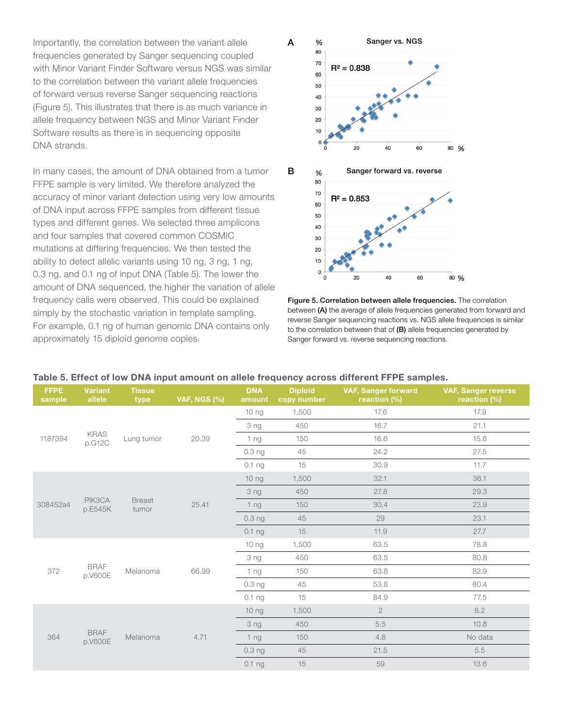Importantly, the correlation between the variant allele frequencies generated by Sanger sequencing coupled with Minor Variant Finder Software versus NGS was similar to the correlation between the variant allele frequencies of forward versus reverse Sanger sequencing reactions (Figure 5). This illustrates that there is as much variance in allele frequency between NGS and Minor Variant Finder Software results as there is in sequencing opposite DNA strands.

In many cases, the amount of DNA obtained from a tumor FFPE sample is very limited. We therefore analyzed the accuracy of minor variant detection using very low amounts of DNA input across FFPE samples from different tissue types and different genes. We selected three amplicons and four samples that covered common COSMIC mutations at differing frequencies. We then tested the ability to detect allelic variants using 10 ng, 3 ng, 1 ng, 0.3 ng, and 0.1 ng of input DNA (Table 5). The lower the amount of DNA sequenced, the higher the variation of allele frequency calls were observed. This could be explained simply by the stochastic variation in template sampling. For example, 0.1 ng of human genomic DNA contains only approximately 15 diploid genome copies.

**Figure 5. Correlation between allele frequencies.** The correlation between **(A)** the average of allele frequencies generated from forward and reverse Sanger sequencing reactions vs. NGS allele frequencies is similar to the correlation between that of **(B)** allele frequencies generated by Sanger forward vs. reverse sequencing reactions.

**Table 5. Effect of low DNA input amount on allele frequency across different FFPE samples.**

| FFPE sample | Variant allele | Tissue type | VAF, NGS (%) | DNA amount | Diploid copy number | VAF, Sanger forward reaction (%) | VAF, Sanger reverse reaction (%) |
|---|---|---|---|---|---|---|---|
| 1187394 | KRAS p.G12C | Lung tumor | 20.39 | 10 ng | 1,500 | 17.6 | 17.9 |
| | | | | 3 ng | 450 | 16.7 | 21.1 |
| | | | | 1 ng | 150 | 16.6 | 15.6 |
| | | | | 0.3 ng | 45 | 24.2 | 27.5 |
| | | | | 0.1 ng | 15 | 30.9 | 11.7 |
| 308452a4 | PIK3CA p.E545K | Breast tumor | 25.41 | 10 ng | 1,500 | 32.1 | 36.1 |
| | | | | 3 ng | 450 | 27.8 | 29.3 |
| | | | | 1 ng | 150 | 30.4 | 23.9 |
| | | | | 0.3 ng | 45 | 29 | 23.1 |
| | | | | 0.1 ng | 15 | 11.9 | 27.7 |
| 372 | BRAF p.V600E | Melanoma | 66.99 | 10 ng | 1,500 | 63.5 | 78.8 |
| | | | | 3 ng | 450 | 63.5 | 80.8 |
| | | | | 1 ng | 150 | 63.8 | 82.9 |
| | | | | 0.3 ng | 45 | 53.8 | 80.4 |
| | | | | 0.1 ng | 15 | 84.9 | 77.5 |
| 364 | BRAF p.V600E | Melanoma | 4.71 | 10 ng | 1,500 | 2 | 8.2 |
| | | | | 3 ng | 450 | 5.5 | 10.8 |
| | | | | 1 ng | 150 | 4.8 | No data |
| | | | | 0.3 ng | 45 | 21.5 | 5.5 |
| | | | | 0.1 ng | 15 | 59 | 13.6 |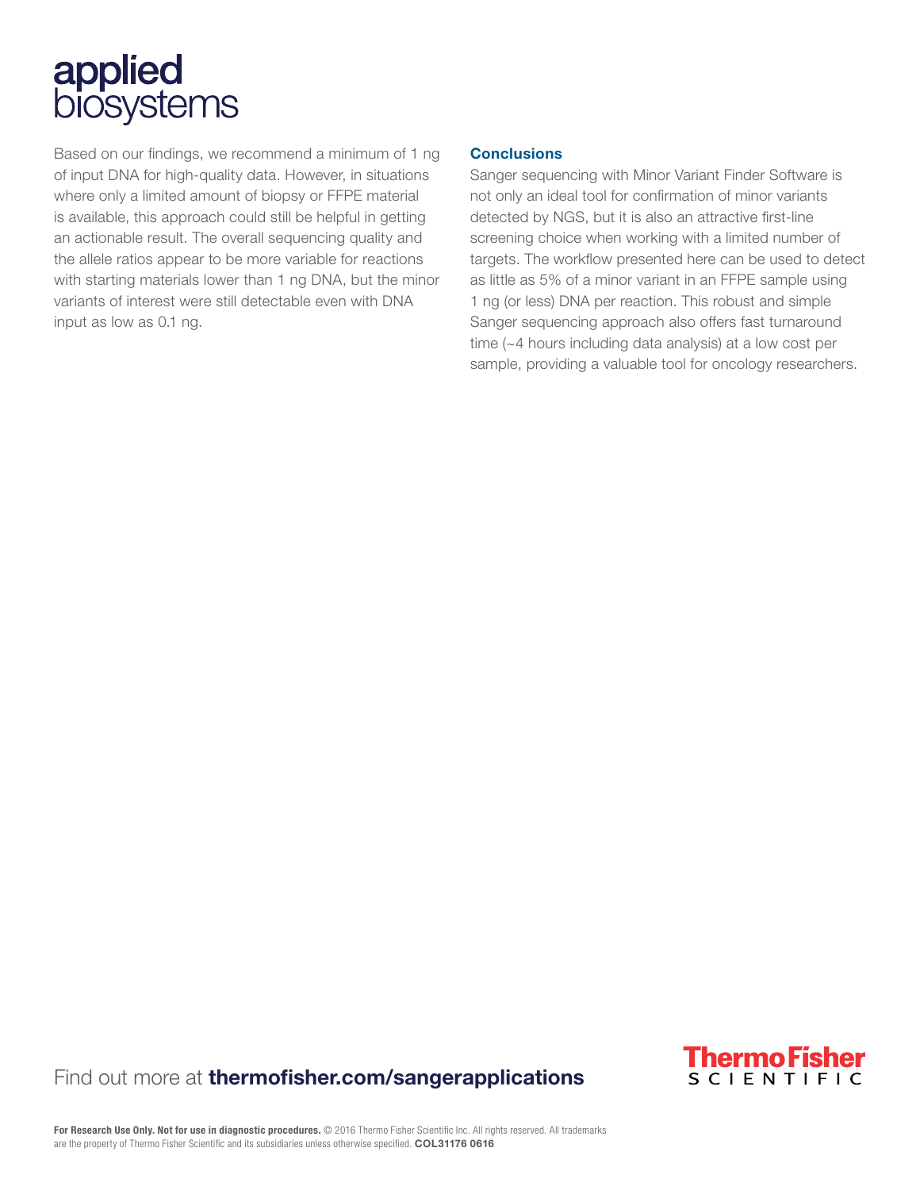Based on our findings, we recommend a minimum of 1 ng of input DNA for high-quality data. However, in situations where only a limited amount of biopsy or FFPE material is available, this approach could still be helpful in getting an actionable result. The overall sequencing quality and the allele ratios appear to be more variable for reactions with starting materials lower than 1 ng DNA, but the minor variants of interest were still detectable even with DNA input as low as 0.1 ng.

### Conclusions

Sanger sequencing with Minor Variant Finder Software is not only an ideal tool for confirmation of minor variants detected by NGS, but it is also an attractive first-line screening choice when working with a limited number of targets. The workflow presented here can be used to detect as little as 5% of a minor variant in an FFPE sample using 1 ng (or less) DNA per reaction. This robust and simple Sanger sequencing approach also offers fast turnaround time (~4 hours including data analysis) at a low cost per sample, providing a valuable tool for oncology researchers.

Find out more at **thermofisher.com/sangerapplications**

**For Research Use Only. Not for use in diagnostic procedures.** © 2016 Thermo Fisher Scientific Inc. All rights reserved. All trademarks are the property of Thermo Fisher Scientific and its subsidiaries unless otherwise specified. **COL31176 0616**